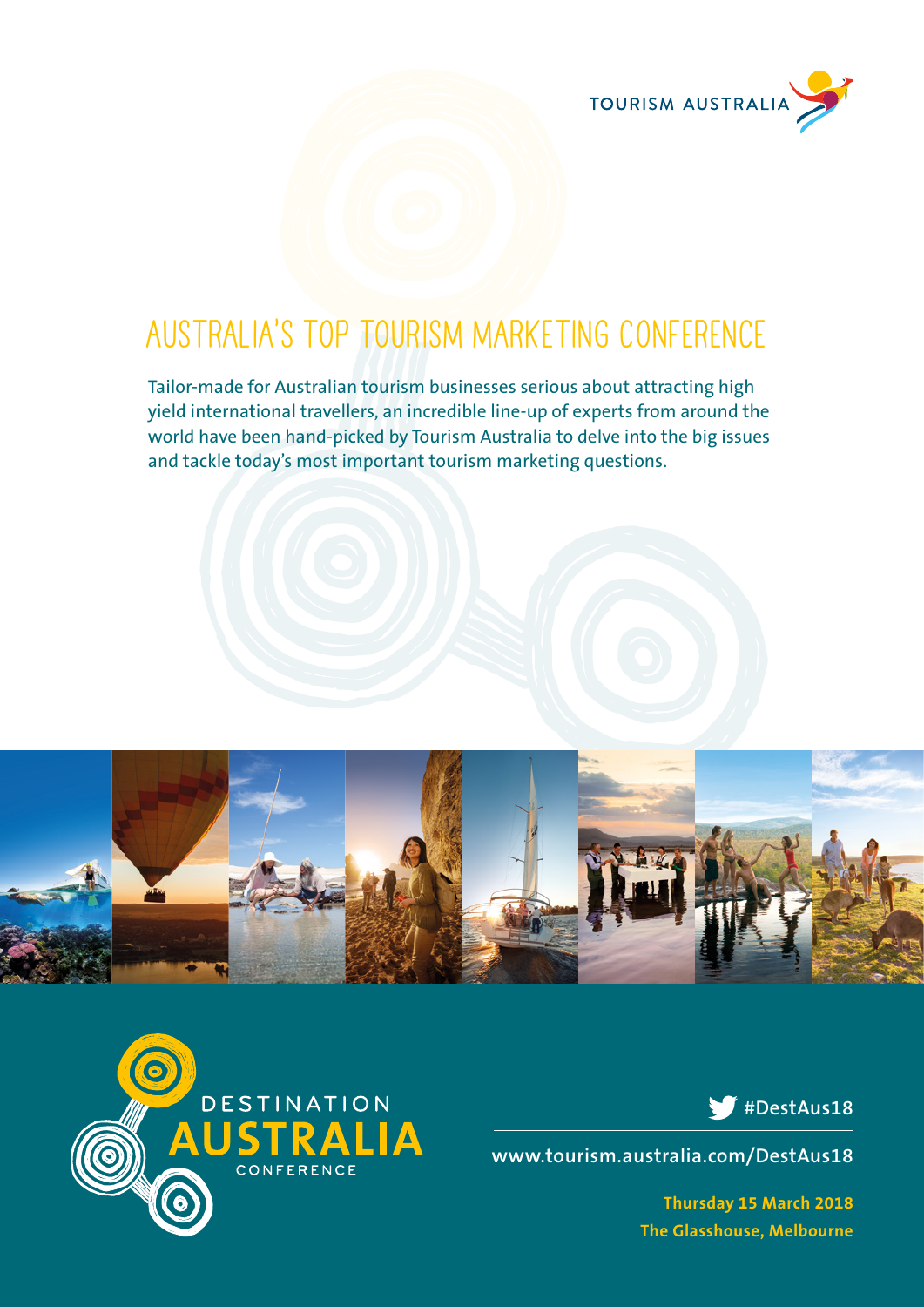TOURISM AUSTRALIA

# AUSTRALIA'S TOP TOURISM MARKETING CONFERENCE

Tailor-made for Australian tourism businesses serious about attracting high yield international travellers, an incredible line-up of experts from around the world have been hand-picked by Tourism Australia to delve into the big issues and tackle today's most important tourism marketing questions.

DESTINATION **AUSTRALIA** CONFERENCE

#DestAus18

www.tourism.australia.com/DestAus18

**Thursday 15 March 2018**
**The Glasshouse, Melbourne**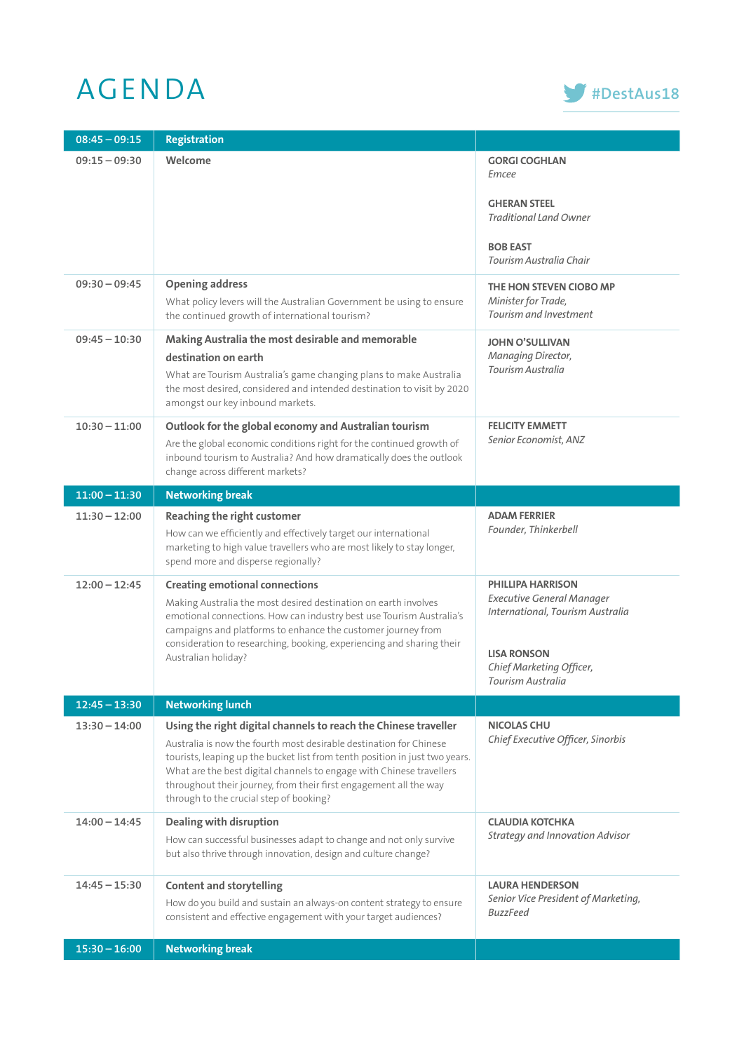# AGENDA

#DestAus18

| Time | Session | Speaker |
|---|---|---|
| **08:45 – 09:15** | **Registration** | |
| 09:15 – 09:30 | **Welcome** | **GORGI COGHLAN**<br>*Emcee*<br><br>**GHERAN STEEL**<br>*Traditional Land Owner*<br><br>**BOB EAST**<br>*Tourism Australia Chair* |
| 09:30 – 09:45 | **Opening address**<br>What policy levers will the Australian Government be using to ensure the continued growth of international tourism? | **THE HON STEVEN CIOBO MP**<br>*Minister for Trade, Tourism and Investment* |
| 09:45 – 10:30 | **Making Australia the most desirable and memorable destination on earth**<br>What are Tourism Australia's game changing plans to make Australia the most desired, considered and intended destination to visit by 2020 amongst our key inbound markets. | **JOHN O'SULLIVAN**<br>*Managing Director, Tourism Australia* |
| 10:30 – 11:00 | **Outlook for the global economy and Australian tourism**<br>Are the global economic conditions right for the continued growth of inbound tourism to Australia? And how dramatically does the outlook change across different markets? | **FELICITY EMMETT**<br>*Senior Economist, ANZ* |
| **11:00 – 11:30** | **Networking break** | |
| 11:30 – 12:00 | **Reaching the right customer**<br>How can we efficiently and effectively target our international marketing to high value travellers who are most likely to stay longer, spend more and disperse regionally? | **ADAM FERRIER**<br>*Founder, Thinkerbell* |
| 12:00 – 12:45 | **Creating emotional connections**<br>Making Australia the most desired destination on earth involves emotional connections. How can industry best use Tourism Australia's campaigns and platforms to enhance the customer journey from consideration to researching, booking, experiencing and sharing their Australian holiday? | **PHILLIPA HARRISON**<br>*Executive General Manager International, Tourism Australia*<br><br>**LISA RONSON**<br>*Chief Marketing Officer, Tourism Australia* |
| **12:45 – 13:30** | **Networking lunch** | |
| 13:30 – 14:00 | **Using the right digital channels to reach the Chinese traveller**<br>Australia is now the fourth most desirable destination for Chinese tourists, leaping up the bucket list from tenth position in just two years. What are the best digital channels to engage with Chinese travellers throughout their journey, from their first engagement all the way through to the crucial step of booking? | **NICOLAS CHU**<br>*Chief Executive Officer, Sinorbis* |
| 14:00 – 14:45 | **Dealing with disruption**<br>How can successful businesses adapt to change and not only survive but also thrive through innovation, design and culture change? | **CLAUDIA KOTCHKA**<br>*Strategy and Innovation Advisor* |
| 14:45 – 15:30 | **Content and storytelling**<br>How do you build and sustain an always-on content strategy to ensure consistent and effective engagement with your target audiences? | **LAURA HENDERSON**<br>*Senior Vice President of Marketing, BuzzFeed* |
| **15:30 – 16:00** | **Networking break** | |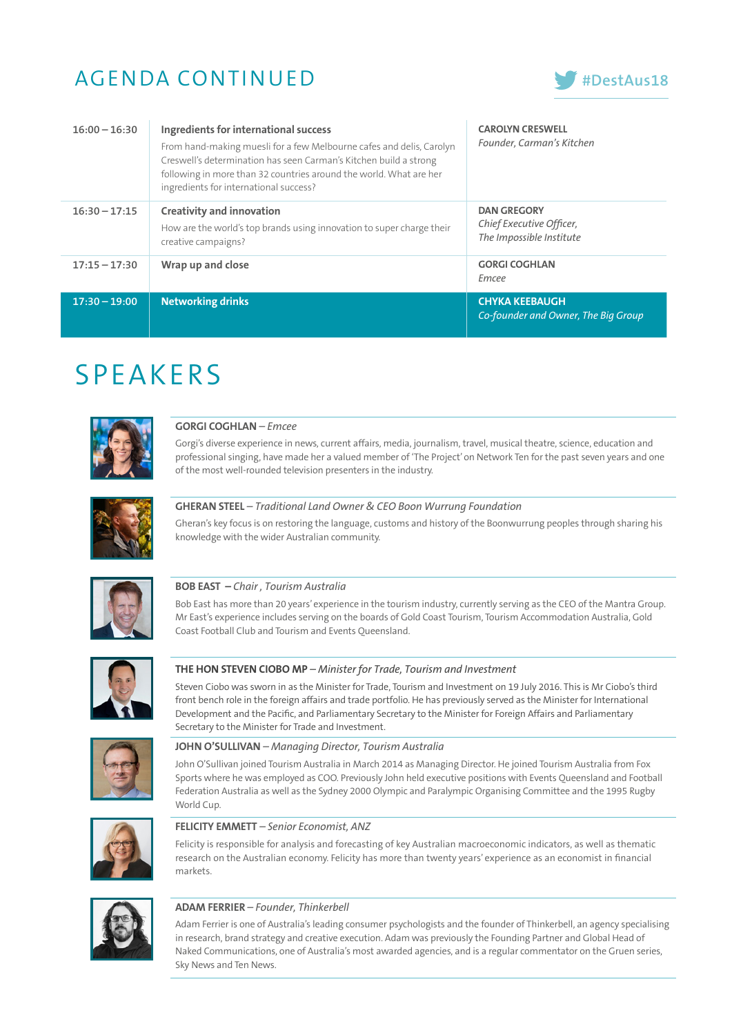# AGENDA CONTINUED

#DestAus18

| Time | Session | Speaker |
|---|---|---|
| 16:00 – 16:30 | **Ingredients for international success**<br>From hand-making muesli for a few Melbourne cafes and delis, Carolyn Creswell's determination has seen Carman's Kitchen build a strong following in more than 32 countries around the world. What are her ingredients for international success? | **CAROLYN CRESWELL**<br>*Founder, Carman's Kitchen* |
| 16:30 – 17:15 | **Creativity and innovation**<br>How are the world's top brands using innovation to super charge their creative campaigns? | **DAN GREGORY**<br>*Chief Executive Officer, The Impossible Institute* |
| 17:15 – 17:30 | **Wrap up and close** | **GORGI COGHLAN**<br>*Emcee* |
| 17:30 – 19:00 | **Networking drinks** | **CHYKA KEEBAUGH**<br>*Co-founder and Owner, The Big Group* |

# SPEAKERS

### GORGI COGHLAN – *Emcee*

Gorgi's diverse experience in news, current affairs, media, journalism, travel, musical theatre, science, education and professional singing, have made her a valued member of 'The Project' on Network Ten for the past seven years and one of the most well-rounded television presenters in the industry.

### GHERAN STEEL – *Traditional Land Owner & CEO Boon Wurrung Foundation*

Gheran's key focus is on restoring the language, customs and history of the Boonwurrung peoples through sharing his knowledge with the wider Australian community.

### BOB EAST – *Chair , Tourism Australia*

Bob East has more than 20 years' experience in the tourism industry, currently serving as the CEO of the Mantra Group. Mr East's experience includes serving on the boards of Gold Coast Tourism, Tourism Accommodation Australia, Gold Coast Football Club and Tourism and Events Queensland.

### THE HON STEVEN CIOBO MP – *Minister for Trade, Tourism and Investment*

Steven Ciobo was sworn in as the Minister for Trade, Tourism and Investment on 19 July 2016. This is Mr Ciobo's third front bench role in the foreign affairs and trade portfolio. He has previously served as the Minister for International Development and the Pacific, and Parliamentary Secretary to the Minister for Foreign Affairs and Parliamentary Secretary to the Minister for Trade and Investment.

### JOHN O'SULLIVAN – *Managing Director, Tourism Australia*

John O'Sullivan joined Tourism Australia in March 2014 as Managing Director. He joined Tourism Australia from Fox Sports where he was employed as COO. Previously John held executive positions with Events Queensland and Football Federation Australia as well as the Sydney 2000 Olympic and Paralympic Organising Committee and the 1995 Rugby World Cup.

### FELICITY EMMETT – *Senior Economist, ANZ*

Felicity is responsible for analysis and forecasting of key Australian macroeconomic indicators, as well as thematic research on the Australian economy. Felicity has more than twenty years' experience as an economist in financial markets.

### ADAM FERRIER – *Founder, Thinkerbell*

Adam Ferrier is one of Australia's leading consumer psychologists and the founder of Thinkerbell, an agency specialising in research, brand strategy and creative execution. Adam was previously the Founding Partner and Global Head of Naked Communications, one of Australia's most awarded agencies, and is a regular commentator on the Gruen series, Sky News and Ten News.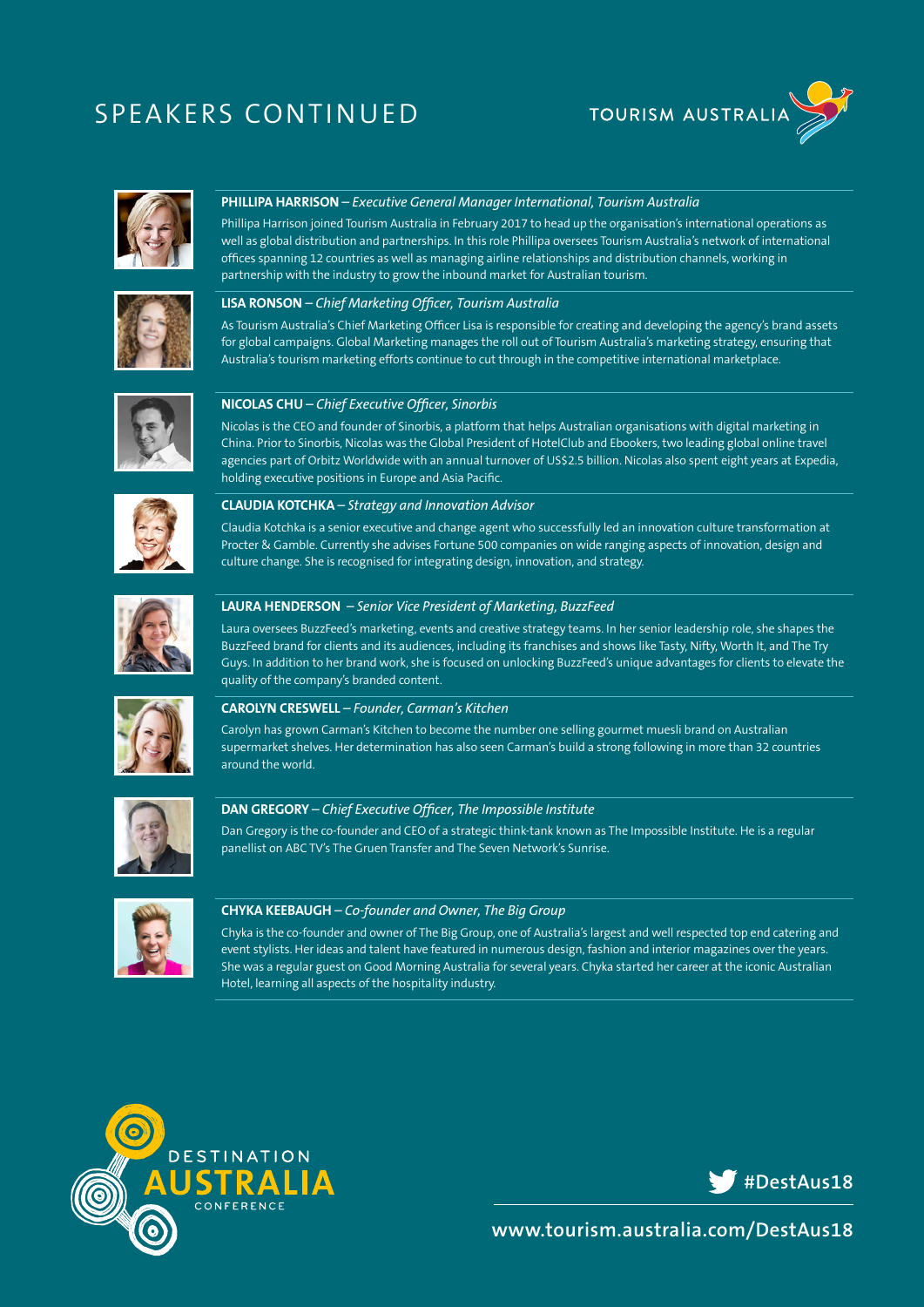# SPEAKERS CONTINUED

TOURISM AUSTRALIA

**PHILLIPA HARRISON** – *Executive General Manager International, Tourism Australia*

Phillipa Harrison joined Tourism Australia in February 2017 to head up the organisation's international operations as well as global distribution and partnerships. In this role Phillipa oversees Tourism Australia's network of international offices spanning 12 countries as well as managing airline relationships and distribution channels, working in partnership with the industry to grow the inbound market for Australian tourism.

**LISA RONSON** – *Chief Marketing Officer, Tourism Australia*

As Tourism Australia's Chief Marketing Officer Lisa is responsible for creating and developing the agency's brand assets for global campaigns. Global Marketing manages the roll out of Tourism Australia's marketing strategy, ensuring that Australia's tourism marketing efforts continue to cut through in the competitive international marketplace.

**NICOLAS CHU** – *Chief Executive Officer, Sinorbis*

Nicolas is the CEO and founder of Sinorbis, a platform that helps Australian organisations with digital marketing in China. Prior to Sinorbis, Nicolas was the Global President of HotelClub and Ebookers, two leading global online travel agencies part of Orbitz Worldwide with an annual turnover of US$2.5 billion. Nicolas also spent eight years at Expedia, holding executive positions in Europe and Asia Pacific.

**CLAUDIA KOTCHKA** – *Strategy and Innovation Advisor*

Claudia Kotchka is a senior executive and change agent who successfully led an innovation culture transformation at Procter & Gamble. Currently she advises Fortune 500 companies on wide ranging aspects of innovation, design and culture change. She is recognised for integrating design, innovation, and strategy.

**LAURA HENDERSON** – *Senior Vice President of Marketing, BuzzFeed*

Laura oversees BuzzFeed's marketing, events and creative strategy teams. In her senior leadership role, she shapes the BuzzFeed brand for clients and its audiences, including its franchises and shows like Tasty, Nifty, Worth It, and The Try Guys. In addition to her brand work, she is focused on unlocking BuzzFeed's unique advantages for clients to elevate the quality of the company's branded content.

**CAROLYN CRESWELL** – *Founder, Carman's Kitchen*

Carolyn has grown Carman's Kitchen to become the number one selling gourmet muesli brand on Australian supermarket shelves. Her determination has also seen Carman's build a strong following in more than 32 countries around the world.

**DAN GREGORY** – *Chief Executive Officer, The Impossible Institute*

Dan Gregory is the co-founder and CEO of a strategic think-tank known as The Impossible Institute. He is a regular panellist on ABC TV's The Gruen Transfer and The Seven Network's Sunrise.

**CHYKA KEEBAUGH** – *Co-founder and Owner, The Big Group*

Chyka is the co-founder and owner of The Big Group, one of Australia's largest and well respected top end catering and event stylists. Her ideas and talent have featured in numerous design, fashion and interior magazines over the years. She was a regular guest on Good Morning Australia for several years. Chyka started her career at the iconic Australian Hotel, learning all aspects of the hospitality industry.

DESTINATION AUSTRALIA CONFERENCE

#DestAus18

www.tourism.australia.com/DestAus18